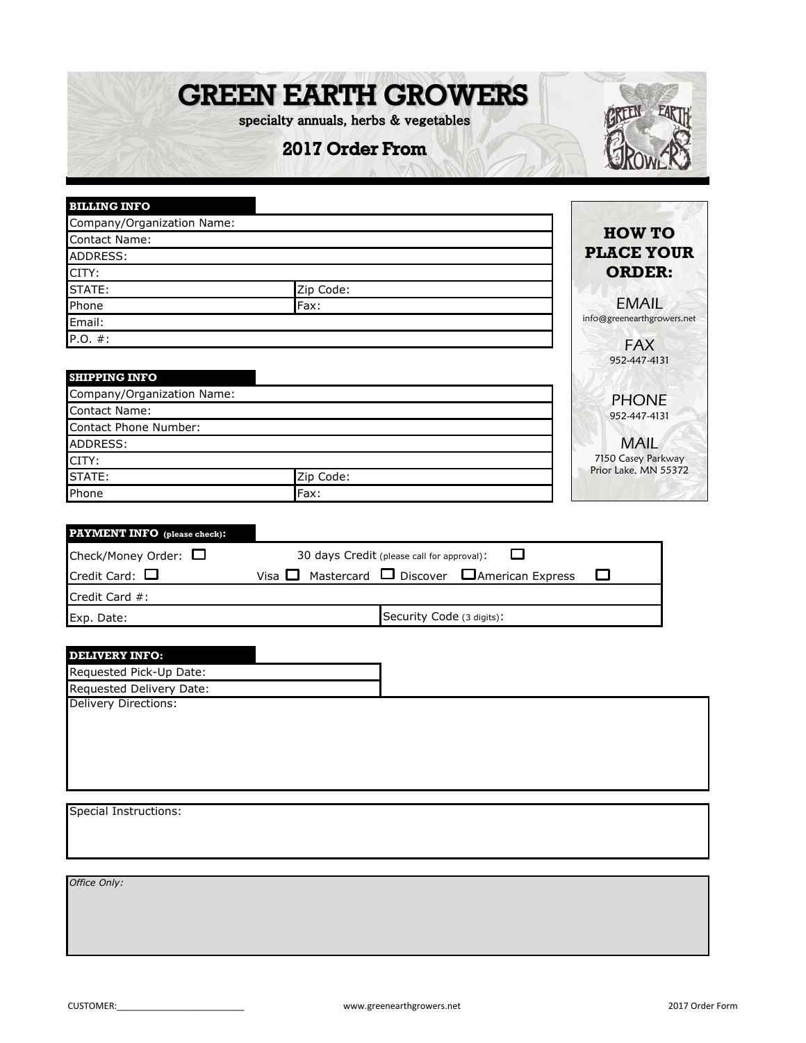# GREEN EARTH GROWERS

specialty annuals, herbs & vegetables

## 2017 Order From

| **BILLING INFO** | |
|---|---|
| Company/Organization Name: | |
| Contact Name: | |
| ADDRESS: | |
| CITY: | |
| STATE: | Zip Code: |
| Phone | Fax: |
| Email: | |
| P.O. #: | |

| **SHIPPING INFO** | |
|---|---|
| Company/Organization Name: | |
| Contact Name: | |
| Contact Phone Number: | |
| ADDRESS: | |
| CITY: | |
| STATE: | Zip Code: |
| Phone | Fax: |

**HOW TO PLACE YOUR ORDER:**

EMAIL
info@greenearthgrowers.net

FAX
952-447-4131

PHONE
952-447-4131

MAIL
7150 Casey Parkway
Prior Lake, MN 55372

| **PAYMENT INFO** (please check): | |
|---|---|
| Check/Money Order: ☐ | 30 days Credit (please call for approval): ☐ |
| Credit Card: ☐ | Visa ☐ Mastercard ☐ Discover ☐ American Express ☐ |
| Credit Card #: | |
| Exp. Date: | Security Code (3 digits): |

| **DELIVERY INFO:** |
|---|
| Requested Pick-Up Date: |
| Requested Delivery Date: |
| Delivery Directions: |

Special Instructions:

*Office Only:*

CUSTOMER:_________________________

www.greenearthgrowers.net

2017 Order Form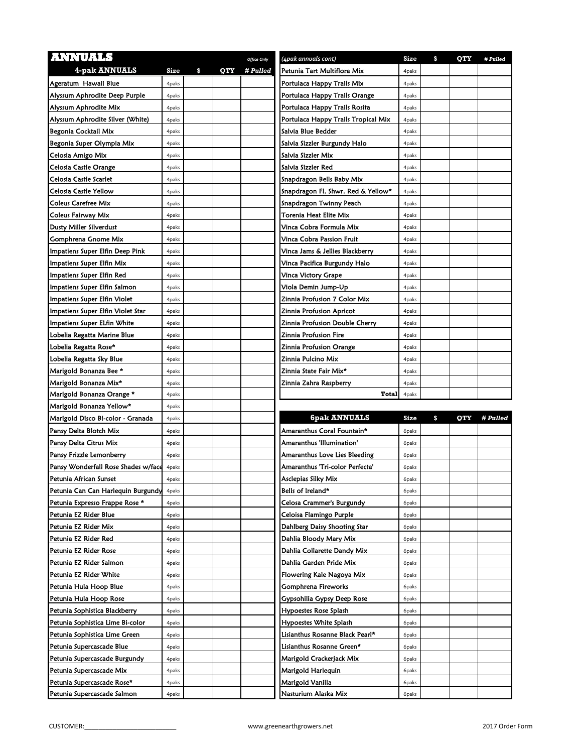# ANNUALS

| 4-pak ANNUALS | Size | $ | QTY | # Pulled |
|---|---|---|---|---|
| | | | | *Office Only* |
| Ageratum  Hawaii Blue | 4paks | | | |
| Alyssum Aphrodite Deep Purple | 4paks | | | |
| Alyssum Aphrodite Mix | 4paks | | | |
| Alyssum Aphrodite Silver (White) | 4paks | | | |
| Begonia Cocktail Mix | 4paks | | | |
| Begonia Super Olympia Mix | 4paks | | | |
| Celosia Amigo Mix | 4paks | | | |
| Celosia Castle Orange | 4paks | | | |
| Celosia Castle Scarlet | 4paks | | | |
| Celosia Castle Yellow | 4paks | | | |
| Coleus Carefree Mix | 4paks | | | |
| Coleus Fairway Mix | 4paks | | | |
| Dusty Miller Silverdust | 4paks | | | |
| Gomphrena Gnome Mix | 4paks | | | |
| Impatiens Super Elfin Deep Pink | 4paks | | | |
| Impatiens Super Elfin Mix | 4paks | | | |
| Impatiens Super Elfin Red | 4paks | | | |
| Impatiens Super Elfin Salmon | 4paks | | | |
| Impatiens Super Elfin Violet | 4paks | | | |
| Impatiens Super Elfin Violet Star | 4paks | | | |
| Impatiens Super ELfin White | 4paks | | | |
| Lobelia Regatta Marine Blue | 4paks | | | |
| Lobelia Regatta Rose* | 4paks | | | |
| Lobelia Regatta Sky Blue | 4paks | | | |
| Marigold Bonanza Bee * | 4paks | | | |
| Marigold Bonanza Mix* | 4paks | | | |
| Marigold Bonanza Orange * | 4paks | | | |
| Marigold Bonanza Yellow* | 4paks | | | |
| Marigold Disco Bi-color - Granada | 4paks | | | |
| Pansy Delta Blotch Mix | 4paks | | | |
| Pansy Delta Citrus Mix | 4paks | | | |
| Pansy Frizzle Lemonberry | 4paks | | | |
| Pansy Wonderfall Rose Shades w/face | 4paks | | | |
| Petunia African Sunset | 4paks | | | |
| Petunia Can Can Harlequin Burgundy | 4paks | | | |
| Petunia Expresso Frappe Rose * | 4paks | | | |
| Petunia EZ Rider Blue | 4paks | | | |
| Petunia EZ Rider Mix | 4paks | | | |
| Petunia EZ Rider Red | 4paks | | | |
| Petunia EZ Rider Rose | 4paks | | | |
| Petunia EZ Rider Salmon | 4paks | | | |
| Petunia EZ Rider White | 4paks | | | |
| Petunia Hula Hoop Blue | 4paks | | | |
| Petunia Hula Hoop Rose | 4paks | | | |
| Petunia Sophistica Blackberry | 4paks | | | |
| Petunia Sophistica Lime Bi-color | 4paks | | | |
| Petunia Sophistica Lime Green | 4paks | | | |
| Petunia Supercascade Blue | 4paks | | | |
| Petunia Supercascade Burgundy | 4paks | | | |
| Petunia Supercascade Mix | 4paks | | | |
| Petunia Supercascade Rose* | 4paks | | | |
| Petunia Supercascade Salmon | 4paks | | | |

| (4pak annuals cont) | Size | $ | QTY | # Pulled |
|---|---|---|---|---|
| Petunia Tart Multiflora Mix | 4paks | | | |
| Portulaca Happy Trails Mix | 4paks | | | |
| Portulaca Happy Trails Orange | 4paks | | | |
| Portulaca Happy Trails Rosita | 4paks | | | |
| Portulaca Happy Trails Tropical Mix | 4paks | | | |
| Salvia Blue Bedder | 4paks | | | |
| Salvia Sizzler Burgundy Halo | 4paks | | | |
| Salvia Sizzler Mix | 4paks | | | |
| Salvia Sizzler Red | 4paks | | | |
| Snapdragon Bells Baby Mix | 4paks | | | |
| Snapdragon Fl. Shwr. Red & Yellow* | 4paks | | | |
| Snapdragon Twinny Peach | 4paks | | | |
| Torenia Heat Elite Mix | 4paks | | | |
| Vinca Cobra Formula Mix | 4paks | | | |
| Vinca Cobra Passion Fruit | 4paks | | | |
| Vinca Jams & Jellies Blackberry | 4paks | | | |
| Vinca Pacifica Burgundy Halo | 4paks | | | |
| Vinca Victory Grape | 4paks | | | |
| Viola Demin Jump-Up | 4paks | | | |
| Zinnia Profusion 7 Color Mix | 4paks | | | |
| Zinnia Profusion Apricot | 4paks | | | |
| Zinnia Profusion Double Cherry | 4paks | | | |
| Zinnia Profusion Fire | 4paks | | | |
| Zinnia Profusion Orange | 4paks | | | |
| Zinnia Pulcino Mix | 4paks | | | |
| Zinnia State Fair Mix* | 4paks | | | |
| Zinnia Zahra Raspberry | 4paks | | | |
| **Total** | 4paks | | | |

| 6pak ANNUALS | Size | $ | QTY | # Pulled |
|---|---|---|---|---|
| Amaranthus Coral Fountain* | 6paks | | | |
| Amaranthus 'Illumination' | 6paks | | | |
| Amaranthus Love Lies Bleeding | 6paks | | | |
| Amaranthus 'Tri-color Perfecta' | 6paks | | | |
| Asclepias Silky Mix | 6paks | | | |
| Bells of Ireland* | 6paks | | | |
| Celosa Crammer's Burgundy | 6paks | | | |
| Celoisa Flamingo Purple | 6paks | | | |
| Dahlberg Daisy Shooting Star | 6paks | | | |
| Dahlia Bloody Mary Mix | 6paks | | | |
| Dahlia Collarette Dandy Mix | 6paks | | | |
| Dahlia Garden Pride Mix | 6paks | | | |
| Flowering Kale Nagoya Mix | 6paks | | | |
| Gomphrena Fireworks | 6paks | | | |
| Gypsohilia Gypsy Deep Rose | 6paks | | | |
| Hypoestes Rose Splash | 6paks | | | |
| Hypoestes White Splash | 6paks | | | |
| Lisianthus Rosanne Black Pearl* | 6paks | | | |
| Lisianthus Rosanne Green* | 6paks | | | |
| Marigold Crackerjack Mix | 6paks | | | |
| Marigold Harlequin | 6paks | | | |
| Marigold Vanilla | 6paks | | | |
| Nasturium Alaska Mix | 6paks | | | |

CUSTOMER:___________________________

www.greenearthgrowers.net

2017 Order Form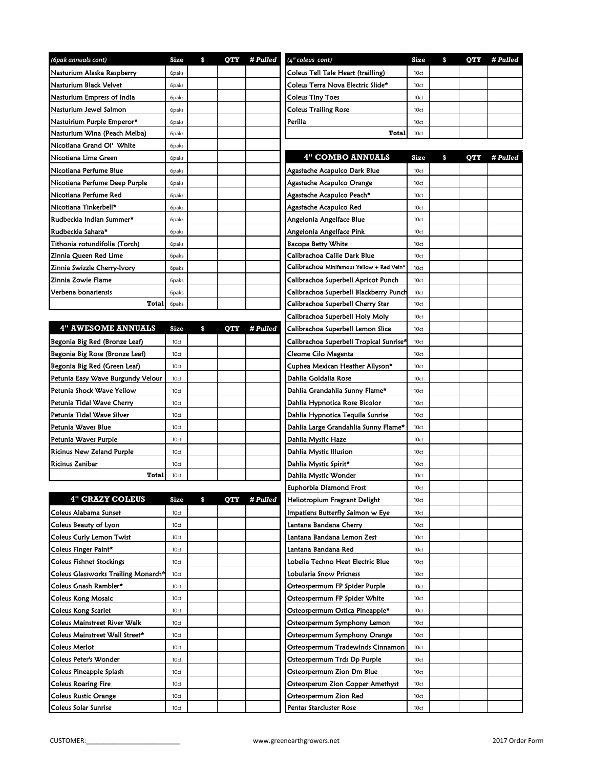| *(6pak annuals cont)* | Size | $ | QTY | # Pulled |
|---|---|---|---|---|
| Nasturium Alaska Raspberry | 6paks | | | |
| Nasturium Black Velvet | 6paks | | | |
| Nasturium Empress of India | 6paks | | | |
| Nasturium Jewel Salmon | 6paks | | | |
| Nastuirium Purple Emperor* | 6paks | | | |
| Nasturium Wina (Peach Melba) | 6paks | | | |
| Nicotiana Grand Ol' White | 6paks | | | |
| Nicotiana Lime Green | 6paks | | | |
| Nicotiana Perfume Blue | 6paks | | | |
| Nicotiana Perfume Deep Purple | 6paks | | | |
| Nicotiana Perfume Red | 6paks | | | |
| Nicotiana Tinkerbell* | 6paks | | | |
| Rudbeckia Indian Summer* | 6paks | | | |
| Rudbeckia Sahara* | 6paks | | | |
| Tithonia rotundifolia (Torch) | 6paks | | | |
| Zinnia Queen Red Lime | 6paks | | | |
| Zinnia Swizzle Cherry-Ivory | 6paks | | | |
| Zinnia Zowie Flame | 6paks | | | |
| Verbena bonariensis | 6paks | | | |
| **Total** | 6paks | | | |

| 4" AWESOME ANNUALS | Size | $ | QTY | # Pulled |
|---|---|---|---|---|
| Begonia Big Red (Bronze Leaf) | 10ct | | | |
| Begonia Big Rose (Bronze Leaf) | 10ct | | | |
| Begonia Big Red (Green Leaf) | 10ct | | | |
| Petunia Easy Wave Burgundy Velour | 10ct | | | |
| Petunia Shock Wave Yellow | 10ct | | | |
| Petunia Tidal Wave Cherry | 10ct | | | |
| Petunia Tidal Wave Silver | 10ct | | | |
| Petunia Waves Blue | 10ct | | | |
| Petunia Waves Purple | 10ct | | | |
| Ricinus New Zeland Purple | 10ct | | | |
| Ricinus Zanibar | 10ct | | | |
| **Total** | 10ct | | | |

| 4" CRAZY COLEUS | Size | $ | QTY | # Pulled |
|---|---|---|---|---|
| Coleus Alabama Sunset | 10ct | | | |
| Coleus Beauty of Lyon | 10ct | | | |
| Coleus Curly Lemon Twist | 10ct | | | |
| Coleus Finger Paint* | 10ct | | | |
| Coleus Fishnet Stockings | 10ct | | | |
| Coleus Glassworks Trailing Monarch* | 10ct | | | |
| Coleus Gnash Rambler* | 10ct | | | |
| Coleus Kong Mosaic | 10ct | | | |
| Coleus Kong Scarlet | 10ct | | | |
| Coleus Mainstreet River Walk | 10ct | | | |
| Coleus Mainstreet Wall Street* | 10ct | | | |
| Coleus Merlot | 10ct | | | |
| Coleus Peter's Wonder | 10ct | | | |
| Coleus Pineapple Splash | 10ct | | | |
| Coleus Roaring Fire | 10ct | | | |
| Coleus Rustic Orange | 10ct | | | |
| Coleus Solar Sunrise | 10ct | | | |

| *(4" coleus cont)* | Size | $ | QTY | # Pulled |
|---|---|---|---|---|
| Coleus Tell Tale Heart (trailling) | 10ct | | | |
| Coleus Terra Nova Electric Slide* | 10ct | | | |
| Coleus Tiny Toes | 10ct | | | |
| Coleus Trailing Rose | 10ct | | | |
| Perilla | 10ct | | | |
| **Total** | 10ct | | | |

| 4" COMBO ANNUALS | Size | $ | QTY | # Pulled |
|---|---|---|---|---|
| Agastache Acapulco Dark Blue | 10ct | | | |
| Agastache Acapulco Orange | 10ct | | | |
| Agastache Acapulco Peach* | 10ct | | | |
| Agastache Acapulco Red | 10ct | | | |
| Angelonia Angelface Blue | 10ct | | | |
| Angelonia Angelface Pink | 10ct | | | |
| Bacopa Betty White | 10ct | | | |
| Calibrachoa Callie Dark Blue | 10ct | | | |
| Calibrachoa Minifamous Yellow + Red Vein* | 10ct | | | |
| Calibrachoa Superbell Apricot Punch | 10ct | | | |
| Calibrachoa Superbell Blackberry Punch | 10ct | | | |
| Calibrachoa Superbell Cherry Star | 10ct | | | |
| Calibrachoa Superbell Holy Moly | 10ct | | | |
| Calibrachoa Superbell Lemon Slice | 10ct | | | |
| Calibrachoa Superbell Tropical Sunrise* | 10ct | | | |
| Cleome Cilo Magenta | 10ct | | | |
| Cuphea Mexican Heather Allyson* | 10ct | | | |
| Dahlia Goldalia Rose | 10ct | | | |
| Dahlia Grandahlia Sunny Flame* | 10ct | | | |
| Dahlia Hypnotica Rose Bicolor | 10ct | | | |
| Dahlia Hypnotica Tequila Sunrise | 10ct | | | |
| Dahlia Large Grandahlia Sunny Flame* | 10ct | | | |
| Dahlia Mystic Haze | 10ct | | | |
| Dahlia Mystic Illusion | 10ct | | | |
| Dahlia Mystic Spirit* | 10ct | | | |
| Dahlia Mystic Wonder | 10ct | | | |
| Euphorbia Diamond Frost | 10ct | | | |
| Heliotropium Fragrant Delight | 10ct | | | |
| Impatiens Butterfly Salmon w Eye | 10ct | | | |
| Lantana Bandana Cherry | 10ct | | | |
| Lantana Bandana Lemon Zest | 10ct | | | |
| Lantana Bandana Red | 10ct | | | |
| Lobelia Techno Heat Electric Blue | 10ct | | | |
| Lobularia Snow Pricness | 10ct | | | |
| Osteospermum FP Spider Purple | 10ct | | | |
| Osteospermum FP Spider White | 10ct | | | |
| Osteospermum Ostica Pineapple* | 10ct | | | |
| Osteospermum Symphony Lemon | 10ct | | | |
| Osteospermum Symphony Orange | 10ct | | | |
| Osteospermum Tradewinds Cinnamon | 10ct | | | |
| Osteospermum Trds Dp Purple | 10ct | | | |
| Osteospermum Zion Dm Blue | 10ct | | | |
| Osteosperum Zion Copper Amethyst | 10ct | | | |
| Osteospermum Zion Red | 10ct | | | |
| Pentas Starcluster Rose | 10ct | | | |

CUSTOMER:__________________________ www.greenearthgrowers.net 2017 Order Form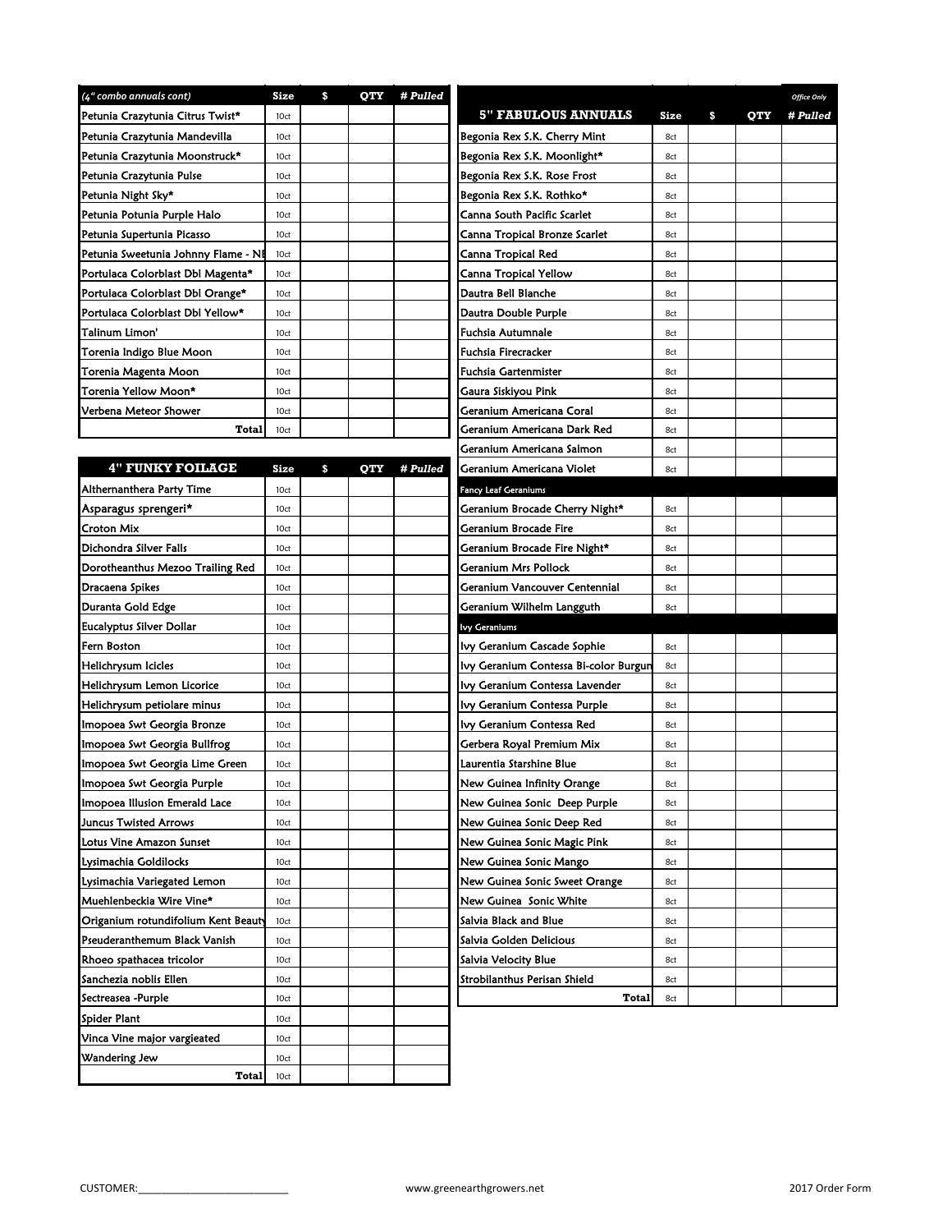| (4" combo annuals cont) | Size | $ | QTY | # Pulled |
|---|---|---|---|---|
| Petunia Crazytunia Citrus Twist* | 10ct | | | |
| Petunia Crazytunia Mandevilla | 10ct | | | |
| Petunia Crazytunia Moonstruck* | 10ct | | | |
| Petunia Crazytunia Pulse | 10ct | | | |
| Petunia Night Sky* | 10ct | | | |
| Petunia Potunia Purple Halo | 10ct | | | |
| Petunia Supertunia Picasso | 10ct | | | |
| Petunia Sweetunia Johnny Flame - NI | 10ct | | | |
| Portulaca Colorblast Dbl Magenta* | 10ct | | | |
| Portulaca Colorblast Dbl Orange* | 10ct | | | |
| Portulaca Colorblast Dbl Yellow* | 10ct | | | |
| Talinum Limon' | 10ct | | | |
| Torenia Indigo Blue Moon | 10ct | | | |
| Torenia Magenta Moon | 10ct | | | |
| Torenia Yellow Moon* | 10ct | | | |
| Verbena Meteor Shower | 10ct | | | |
| **Total** | 10ct | | | |

| 4" FUNKY FOILAGE | Size | $ | QTY | # Pulled |
|---|---|---|---|---|
| Althernanthera Party Time | 10ct | | | |
| Asparagus sprengeri* | 10ct | | | |
| Croton Mix | 10ct | | | |
| Dichondra Silver Falls | 10ct | | | |
| Dorotheanthus Mezoo Trailing Red | 10ct | | | |
| Dracaena Spikes | 10ct | | | |
| Duranta Gold Edge | 10ct | | | |
| Eucalyptus Silver Dollar | 10ct | | | |
| Fern Boston | 10ct | | | |
| Helichrysum Icicles | 10ct | | | |
| Helichrysum Lemon Licorice | 10ct | | | |
| Helichrysum petiolare minus | 10ct | | | |
| Imopoea Swt Georgia Bronze | 10ct | | | |
| Imopoea Swt Georgia Bullfrog | 10ct | | | |
| Imopoea Swt Georgia Lime Green | 10ct | | | |
| Imopoea Swt Georgia Purple | 10ct | | | |
| Imopoea Illusion Emerald Lace | 10ct | | | |
| Juncus Twisted Arrows | 10ct | | | |
| Lotus Vine Amazon Sunset | 10ct | | | |
| Lysimachia Goldilocks | 10ct | | | |
| Lysimachia Variegated Lemon | 10ct | | | |
| Muehlenbeckia Wire Vine* | 10ct | | | |
| Origanium rotundifolium Kent Beauty | 10ct | | | |
| Pseuderanthemum Black Vanish | 10ct | | | |
| Rhoeo spathacea tricolor | 10ct | | | |
| Sanchezia noblis Ellen | 10ct | | | |
| Sectreasea -Purple | 10ct | | | |
| Spider Plant | 10ct | | | |
| Vinca Vine major vargieated | 10ct | | | |
| Wandering Jew | 10ct | | | |
| **Total** | 10ct | | | |

| 5" FABULOUS ANNUALS | Size | $ | QTY | # Pulled (Office Only) |
|---|---|---|---|---|
| Begonia Rex S.K. Cherry Mint | 8ct | | | |
| Begonia Rex S.K. Moonlight* | 8ct | | | |
| Begonia Rex S.K. Rose Frost | 8ct | | | |
| Begonia Rex S.K. Rothko* | 8ct | | | |
| Canna South Pacific Scarlet | 8ct | | | |
| Canna Tropical Bronze Scarlet | 8ct | | | |
| Canna Tropical Red | 8ct | | | |
| Canna Tropical Yellow | 8ct | | | |
| Dautra Bell Blanche | 8ct | | | |
| Dautra Double Purple | 8ct | | | |
| Fuchsia Autumnale | 8ct | | | |
| Fuchsia Firecracker | 8ct | | | |
| Fuchsia Gartenmister | 8ct | | | |
| Gaura Siskiyou Pink | 8ct | | | |
| Geranium Americana Coral | 8ct | | | |
| Geranium Americana Dark Red | 8ct | | | |
| Geranium Americana Salmon | 8ct | | | |
| Geranium Americana Violet | 8ct | | | |
| **Fancy Leaf Geraniums** | | | | |
| Geranium Brocade Cherry Night* | 8ct | | | |
| Geranium Brocade Fire | 8ct | | | |
| Geranium Brocade Fire Night* | 8ct | | | |
| Geranium Mrs Pollock | 8ct | | | |
| Geranium Vancouver Centennial | 8ct | | | |
| Geranium Wilhelm Langguth | 8ct | | | |
| **Ivy Geraniums** | | | | |
| Ivy Geranium Cascade Sophie | 8ct | | | |
| Ivy Geranium Contessa Bi-color Burgun | 8ct | | | |
| Ivy Geranium Contessa Lavender | 8ct | | | |
| Ivy Geranium Contessa Purple | 8ct | | | |
| Ivy Geranium Contessa Red | 8ct | | | |
| Gerbera Royal Premium Mix | 8ct | | | |
| Laurentia Starshine Blue | 8ct | | | |
| New Guinea Infinity Orange | 8ct | | | |
| New Guinea Sonic Deep Purple | 8ct | | | |
| New Guinea Sonic Deep Red | 8ct | | | |
| New Guinea Sonic Magic Pink | 8ct | | | |
| New Guinea Sonic Mango | 8ct | | | |
| New Guinea Sonic Sweet Orange | 8ct | | | |
| New Guinea Sonic White | 8ct | | | |
| Salvia Black and Blue | 8ct | | | |
| Salvia Golden Delicious | 8ct | | | |
| Salvia Velocity Blue | 8ct | | | |
| Strobilanthus Perisan Shield | 8ct | | | |
| **Total** | 8ct | | | |

CUSTOMER:___________________________ www.greenearthgrowers.net 2017 Order Form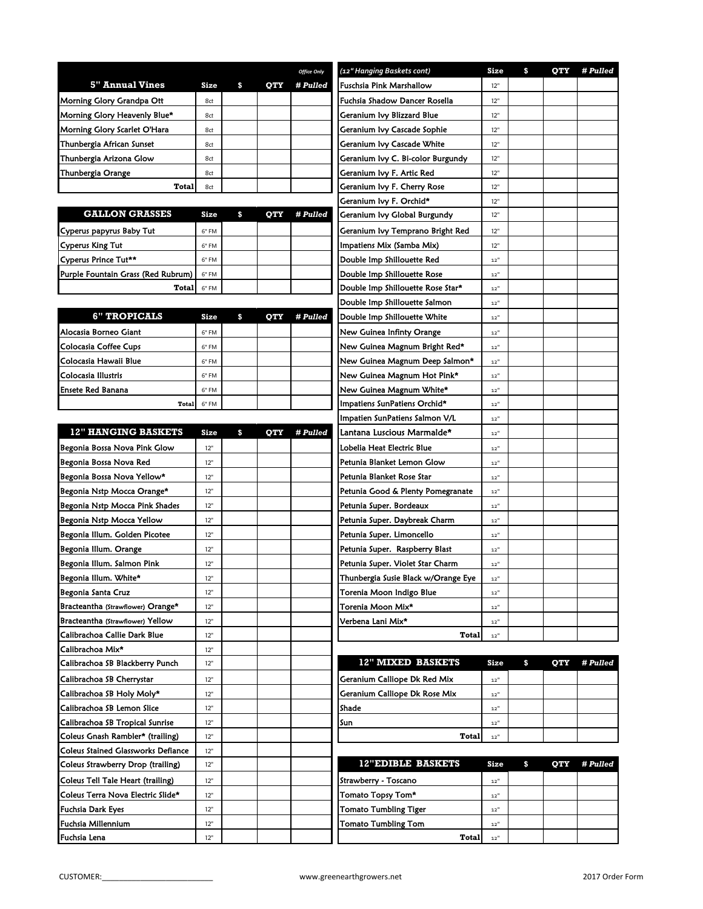| 5" Annual Vines | Size | $ | QTY | *Office Only* # Pulled |
|---|---|---|---|---|
| Morning Glory Grandpa Ott | 8ct | | | |
| Morning Glory Heavenly Blue* | 8ct | | | |
| Morning Glory Scarlet O'Hara | 8ct | | | |
| Thunbergia African Sunset | 8ct | | | |
| Thunbergia Arizona Glow | 8ct | | | |
| Thunbergia Orange | 8ct | | | |
| Total | 8ct | | | |

| GALLON GRASSES | Size | $ | QTY | # Pulled |
|---|---|---|---|---|
| Cyperus papyrus Baby Tut | 6" FM | | | |
| Cyperus King Tut | 6" FM | | | |
| Cyperus Prince Tut** | 6" FM | | | |
| Purple Fountain Grass (Red Rubrum) | 6" FM | | | |
| Total | 6" FM | | | |

| 6" TROPICALS | Size | $ | QTY | # Pulled |
|---|---|---|---|---|
| Alocasia Borneo Giant | 6" FM | | | |
| Colocasia Coffee Cups | 6" FM | | | |
| Colocasia Hawaii Blue | 6" FM | | | |
| Colocasia Illustris | 6" FM | | | |
| Ensete Red Banana | 6" FM | | | |
| Total | 6" FM | | | |

| 12" HANGING BASKETS | Size | $ | QTY | # Pulled |
|---|---|---|---|---|
| Begonia Bossa Nova Pink Glow | 12" | | | |
| Begonia Bossa Nova Red | 12" | | | |
| Begonia Bossa Nova Yellow* | 12" | | | |
| Begonia Nstp Mocca Orange* | 12" | | | |
| Begonia Nstp Mocca Pink Shades | 12" | | | |
| Begonia Nstp Mocca Yellow | 12" | | | |
| Begonia Illum. Golden Picotee | 12" | | | |
| Begonia Illum. Orange | 12" | | | |
| Begonia Illum. Salmon Pink | 12" | | | |
| Begonia Illum. White* | 12" | | | |
| Begonia Santa Cruz | 12" | | | |
| Bracteantha (Strawflower) Orange* | 12" | | | |
| Bracteantha (Strawflower) Yellow | 12" | | | |
| Calibrachoa Callie Dark Blue | 12" | | | |
| Calibrachoa Mix* | 12" | | | |
| Calibrachoa SB Blackberry Punch | 12" | | | |
| Calibrachoa SB Cherrystar | 12" | | | |
| Calibrachoa SB Holy Moly* | 12" | | | |
| Calibrachoa SB Lemon Slice | 12" | | | |
| Calibrachoa SB Tropical Sunrise | 12" | | | |
| Coleus Gnash Rambler* (trailing) | 12" | | | |
| Coleus Stained Glassworks Defiance | 12" | | | |
| Coleus Strawberry Drop (trailing) | 12" | | | |
| Coleus Tell Tale Heart (trailing) | 12" | | | |
| Coleus Terra Nova Electric Slide* | 12" | | | |
| Fuchsia Dark Eyes | 12" | | | |
| Fuchsia Millennium | 12" | | | |
| Fuchsia Lena | 12" | | | |

| (12" Hanging Baskets cont) | Size | $ | QTY | # Pulled |
|---|---|---|---|---|
| Fuchsia Pink Marshallow | 12" | | | |
| Fuchsia Shadow Dancer Rosella | 12" | | | |
| Geranium Ivy Blizzard Blue | 12" | | | |
| Geranium Ivy Cascade Sophie | 12" | | | |
| Geranium Ivy Cascade White | 12" | | | |
| Geranium Ivy C. Bi-color Burgundy | 12" | | | |
| Geranium Ivy F. Artic Red | 12" | | | |
| Geranium Ivy F. Cherry Rose | 12" | | | |
| Geranium Ivy F. Orchid* | 12" | | | |
| Geranium Ivy Global Burgundy | 12" | | | |
| Geranium Ivy Temprano Bright Red | 12" | | | |
| Impatiens Mix (Samba Mix) | 12" | | | |
| Double Imp Shillouette Red | 12" | | | |
| Double Imp Shillouette Rose | 12" | | | |
| Double Imp Shillouette Rose Star* | 12" | | | |
| Double Imp Shillouette Salmon | 12" | | | |
| Double Imp Shillouette White | 12" | | | |
| New Guinea Infinty Orange | 12" | | | |
| New Guinea Magnum Bright Red* | 12" | | | |
| New Guinea Magnum Deep Salmon* | 12" | | | |
| New Guinea Magnum Hot Pink* | 12" | | | |
| New Guinea Magnum White* | 12" | | | |
| Impatiens SunPatiens Orchid* | 12" | | | |
| Impatien SunPatiens Salmon V/L | 12" | | | |
| Lantana Luscious Marmalde* | 12" | | | |
| Lobelia Heat Electric Blue | 12" | | | |
| Petunia Blanket Lemon Glow | 12" | | | |
| Petunia Blanket Rose Star | 12" | | | |
| Petunia Good & Plenty Pomegranate | 12" | | | |
| Petunia Super. Bordeaux | 12" | | | |
| Petunia Super. Daybreak Charm | 12" | | | |
| Petunia Super. Limoncello | 12" | | | |
| Petunia Super. Raspberry Blast | 12" | | | |
| Petunia Super. Violet Star Charm | 12" | | | |
| Thunbergia Susie Black w/Orange Eye | 12" | | | |
| Torenia Moon Indigo Blue | 12" | | | |
| Torenia Moon Mix* | 12" | | | |
| Verbena Lani Mix* | 12" | | | |
| Total | 12" | | | |

| 12" MIXED BASKETS | Size | $ | QTY | # Pulled |
|---|---|---|---|---|
| Geranium Calliope Dk Red Mix | 12" | | | |
| Geranium Calliope Dk Rose Mix | 12" | | | |
| Shade | 12" | | | |
| Sun | 12" | | | |
| Total | 12" | | | |

| 12"EDIBLE BASKETS | Size | $ | QTY | # Pulled |
|---|---|---|---|---|
| Strawberry - Toscano | 12" | | | |
| Tomato Topsy Tom* | 12" | | | |
| Tomato Tumbling Tiger | 12" | | | |
| Tomato Tumbling Tom | 12" | | | |
| Total | 12" | | | |

CUSTOMER:_________________________

www.greenearthgrowers.net

2017 Order Form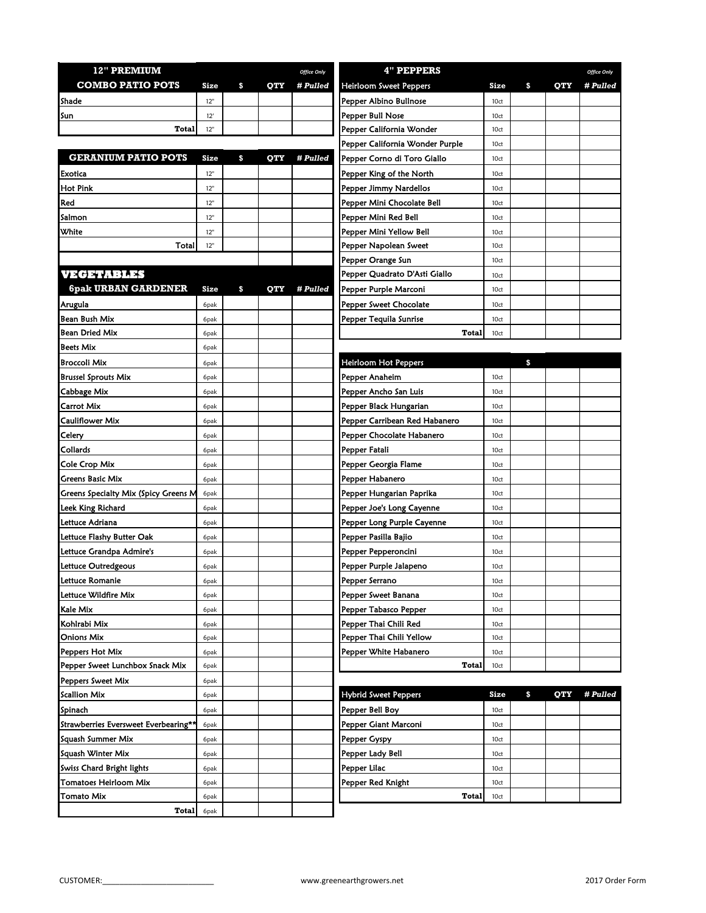| 12" PREMIUM COMBO PATIO POTS | Size | $ | QTY | # Pulled (Office Only) |
|---|---|---|---|---|
| Shade | 12" | | | |
| Sun | 12' | | | |
| Total | 12" | | | |

| GERANIUM PATIO POTS | Size | $ | QTY | # Pulled |
|---|---|---|---|---|
| Exotica | 12" | | | |
| Hot Pink | 12" | | | |
| Red | 12" | | | |
| Salmon | 12" | | | |
| White | 12" | | | |
| Total | 12" | | | |

## VEGETABLES

| 6pak URBAN GARDENER | Size | $ | QTY | # Pulled |
|---|---|---|---|---|
| Arugula | 6pak | | | |
| Bean Bush Mix | 6pak | | | |
| Bean Dried Mix | 6pak | | | |
| Beets Mix | 6pak | | | |
| Broccoli Mix | 6pak | | | |
| Brussel Sprouts Mix | 6pak | | | |
| Cabbage Mix | 6pak | | | |
| Carrot Mix | 6pak | | | |
| Cauliflower Mix | 6pak | | | |
| Celery | 6pak | | | |
| Collards | 6pak | | | |
| Cole Crop Mix | 6pak | | | |
| Greens Basic Mix | 6pak | | | |
| Greens Specialty Mix (Spicy Greens M | 6pak | | | |
| Leek King Richard | 6pak | | | |
| Lettuce Adriana | 6pak | | | |
| Lettuce Flashy Butter Oak | 6pak | | | |
| Lettuce Grandpa Admire's | 6pak | | | |
| Lettuce Outredgeous | 6pak | | | |
| Lettuce Romanie | 6pak | | | |
| Lettuce Wildfire Mix | 6pak | | | |
| Kale Mix | 6pak | | | |
| Kohlrabi Mix | 6pak | | | |
| Onions Mix | 6pak | | | |
| Peppers Hot Mix | 6pak | | | |
| Pepper Sweet Lunchbox Snack Mix | 6pak | | | |
| Peppers Sweet Mix | 6pak | | | |
| Scallion Mix | 6pak | | | |
| Spinach | 6pak | | | |
| Strawberries Eversweet Everbearing** | 6pak | | | |
| Squash Summer Mix | 6pak | | | |
| Squash Winter Mix | 6pak | | | |
| Swiss Chard Bright lights | 6pak | | | |
| Tomatoes Heirloom Mix | 6pak | | | |
| Tomato Mix | 6pak | | | |
| Total | 6pak | | | |

## 4" PEPPERS

| Heirloom Sweet Peppers | Size | $ | QTY | # Pulled (Office Only) |
|---|---|---|---|---|
| Pepper Albino Bullnose | 10ct | | | |
| Pepper Bull Nose | 10ct | | | |
| Pepper California Wonder | 10ct | | | |
| Pepper California Wonder Purple | 10ct | | | |
| Pepper Corno di Toro Giallo | 10ct | | | |
| Pepper King of the North | 10ct | | | |
| Pepper Jimmy Nardellos | 10ct | | | |
| Pepper Mini Chocolate Bell | 10ct | | | |
| Pepper Mini Red Bell | 10ct | | | |
| Pepper Mini Yellow Bell | 10ct | | | |
| Pepper Napolean Sweet | 10ct | | | |
| Pepper Orange Sun | 10ct | | | |
| Pepper Quadrato D'Asti Giallo | 10ct | | | |
| Pepper Purple Marconi | 10ct | | | |
| Pepper Sweet Chocolate | 10ct | | | |
| Pepper Tequila Sunrise | 10ct | | | |
| Total | 10ct | | | |

| Heirloom Hot Peppers | | $ | | |
|---|---|---|---|---|
| Pepper Anaheim | 10ct | | | |
| Pepper Ancho San Luis | 10ct | | | |
| Pepper Black Hungarian | 10ct | | | |
| Pepper Carribean Red Habanero | 10ct | | | |
| Pepper Chocolate Habanero | 10ct | | | |
| Pepper Fatali | 10ct | | | |
| Pepper Georgia Flame | 10ct | | | |
| Pepper Habanero | 10ct | | | |
| Pepper Hungarian Paprika | 10ct | | | |
| Pepper Joe's Long Cayenne | 10ct | | | |
| Pepper Long Purple Cayenne | 10ct | | | |
| Pepper Pasilla Bajio | 10ct | | | |
| Pepper Pepperoncini | 10ct | | | |
| Pepper Purple Jalapeno | 10ct | | | |
| Pepper Serrano | 10ct | | | |
| Pepper Sweet Banana | 10ct | | | |
| Pepper Tabasco Pepper | 10ct | | | |
| Pepper Thai Chili Red | 10ct | | | |
| Pepper Thai Chili Yellow | 10ct | | | |
| Pepper White Habanero | 10ct | | | |
| Total | 10ct | | | |

| Hybrid Sweet Peppers | Size | $ | QTY | # Pulled |
|---|---|---|---|---|
| Pepper Bell Boy | 10ct | | | |
| Pepper Giant Marconi | 10ct | | | |
| Pepper Gyspy | 10ct | | | |
| Pepper Lady Bell | 10ct | | | |
| Pepper Lilac | 10ct | | | |
| Pepper Red Knight | 10ct | | | |
| Total | 10ct | | | |

CUSTOMER:_________________________ www.greenearthgrowers.net 2017 Order Form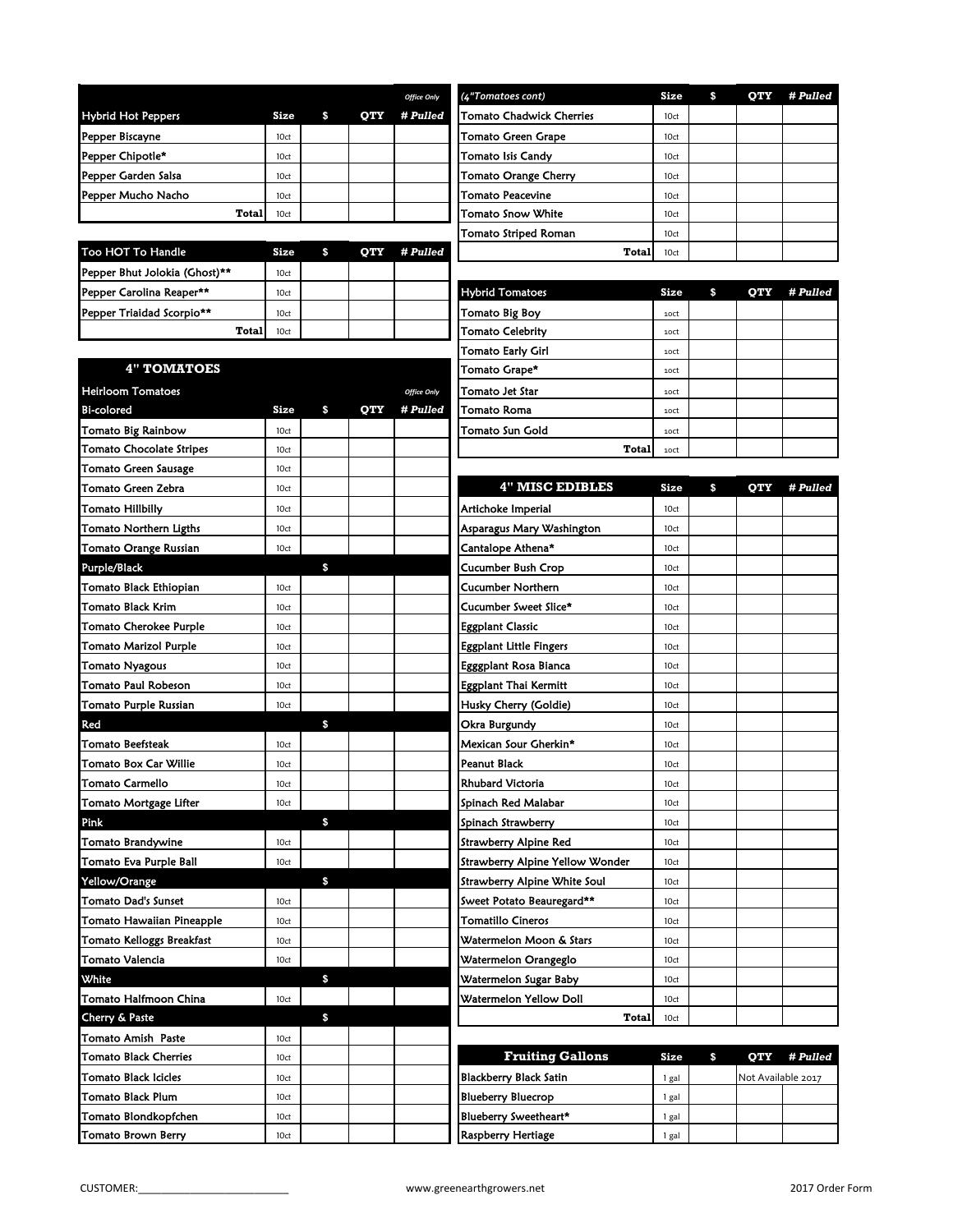| Hybrid Hot Peppers | Size | $ | QTY | *Office Only* # Pulled |
|---|---|---|---|---|
| Pepper Biscayne | 10ct | | | |
| Pepper Chipotle* | 10ct | | | |
| Pepper Garden Salsa | 10ct | | | |
| Pepper Mucho Nacho | 10ct | | | |
| Total | 10ct | | | |

| Too HOT To Handle | Size | $ | QTY | # Pulled |
|---|---|---|---|---|
| Pepper Bhut Jolokia (Ghost)** | 10ct | | | |
| Pepper Carolina Reaper** | 10ct | | | |
| Pepper Triaidad Scorpio** | 10ct | | | |
| Total | 10ct | | | |

## 4" TOMATOES

| Heirloom Tomatoes<br>Bi-colored | Size | $ | QTY | *Office Only* # Pulled |
|---|---|---|---|---|
| Tomato Big Rainbow | 10ct | | | |
| Tomato Chocolate Stripes | 10ct | | | |
| Tomato Green Sausage | 10ct | | | |
| Tomato Green Zebra | 10ct | | | |
| Tomato Hillbilly | 10ct | | | |
| Tomato Northern Ligths | 10ct | | | |
| Tomato Orange Russian | 10ct | | | |
| **Purple/Black** | | $ | | |
| Tomato Black Ethiopian | 10ct | | | |
| Tomato Black Krim | 10ct | | | |
| Tomato Cherokee Purple | 10ct | | | |
| Tomato Marizol Purple | 10ct | | | |
| Tomato Nyagous | 10ct | | | |
| Tomato Paul Robeson | 10ct | | | |
| Tomato Purple Russian | 10ct | | | |
| **Red** | | $ | | |
| Tomato Beefsteak | 10ct | | | |
| Tomato Box Car Willie | 10ct | | | |
| Tomato Carmello | 10ct | | | |
| Tomato Mortgage Lifter | 10ct | | | |
| **Pink** | | $ | | |
| Tomato Brandywine | 10ct | | | |
| Tomato Eva Purple Ball | 10ct | | | |
| **Yellow/Orange** | | $ | | |
| Tomato Dad's Sunset | 10ct | | | |
| Tomato Hawaiian Pineapple | 10ct | | | |
| Tomato Kelloggs Breakfast | 10ct | | | |
| Tomato Valencia | 10ct | | | |
| **White** | | $ | | |
| Tomato Halfmoon China | 10ct | | | |
| **Cherry & Paste** | | $ | | |
| Tomato Amish Paste | 10ct | | | |
| Tomato Black Cherries | 10ct | | | |
| Tomato Black Icicles | 10ct | | | |
| Tomato Black Plum | 10ct | | | |
| Tomato Blondkopfchen | 10ct | | | |
| Tomato Brown Berry | 10ct | | | |

| *(4"Tomatoes cont)* | Size | $ | QTY | # Pulled |
|---|---|---|---|---|
| Tomato Chadwick Cherries | 10ct | | | |
| Tomato Green Grape | 10ct | | | |
| Tomato Isis Candy | 10ct | | | |
| Tomato Orange Cherry | 10ct | | | |
| Tomato Peacevine | 10ct | | | |
| Tomato Snow White | 10ct | | | |
| Tomato Striped Roman | 10ct | | | |
| Total | 10ct | | | |

| Hybrid Tomatoes | Size | $ | QTY | # Pulled |
|---|---|---|---|---|
| Tomato Big Boy | 10ct | | | |
| Tomato Celebrity | 10ct | | | |
| Tomato Early Girl | 10ct | | | |
| Tomato Grape* | 10ct | | | |
| Tomato Jet Star | 10ct | | | |
| Tomato Roma | 10ct | | | |
| Tomato Sun Gold | 10ct | | | |
| Total | 10ct | | | |

| 4" MISC EDIBLES | Size | $ | QTY | # Pulled |
|---|---|---|---|---|
| Artichoke Imperial | 10ct | | | |
| Asparagus Mary Washington | 10ct | | | |
| Cantalope Athena* | 10ct | | | |
| Cucumber Bush Crop | 10ct | | | |
| Cucumber Northern | 10ct | | | |
| Cucumber Sweet Slice* | 10ct | | | |
| Eggplant Classic | 10ct | | | |
| Eggplant Little Fingers | 10ct | | | |
| Egggplant Rosa Bianca | 10ct | | | |
| Eggplant Thai Kermitt | 10ct | | | |
| Husky Cherry (Goldie) | 10ct | | | |
| Okra Burgundy | 10ct | | | |
| Mexican Sour Gherkin* | 10ct | | | |
| Peanut Black | 10ct | | | |
| Rhubard Victoria | 10ct | | | |
| Spinach Red Malabar | 10ct | | | |
| Spinach Strawberry | 10ct | | | |
| Strawberry Alpine Red | 10ct | | | |
| Strawberry Alpine Yellow Wonder | 10ct | | | |
| Strawberry Alpine White Soul | 10ct | | | |
| Sweet Potato Beauregard** | 10ct | | | |
| Tomatillo Cineros | 10ct | | | |
| Watermelon Moon & Stars | 10ct | | | |
| Watermelon Orangeglo | 10ct | | | |
| Watermelon Sugar Baby | 10ct | | | |
| Watermelon Yellow Doll | 10ct | | | |
| Total | 10ct | | | |

| Fruiting Gallons | Size | $ | QTY | # Pulled |
|---|---|---|---|---|
| Blackberry Black Satin | 1 gal | | Not Available 2017 | |
| Blueberry Bluecrop | 1 gal | | | |
| Blueberry Sweetheart* | 1 gal | | | |
| Raspberry Hertiage | 1 gal | | | |

CUSTOMER:__________________________

www.greenearthgrowers.net

2017 Order Form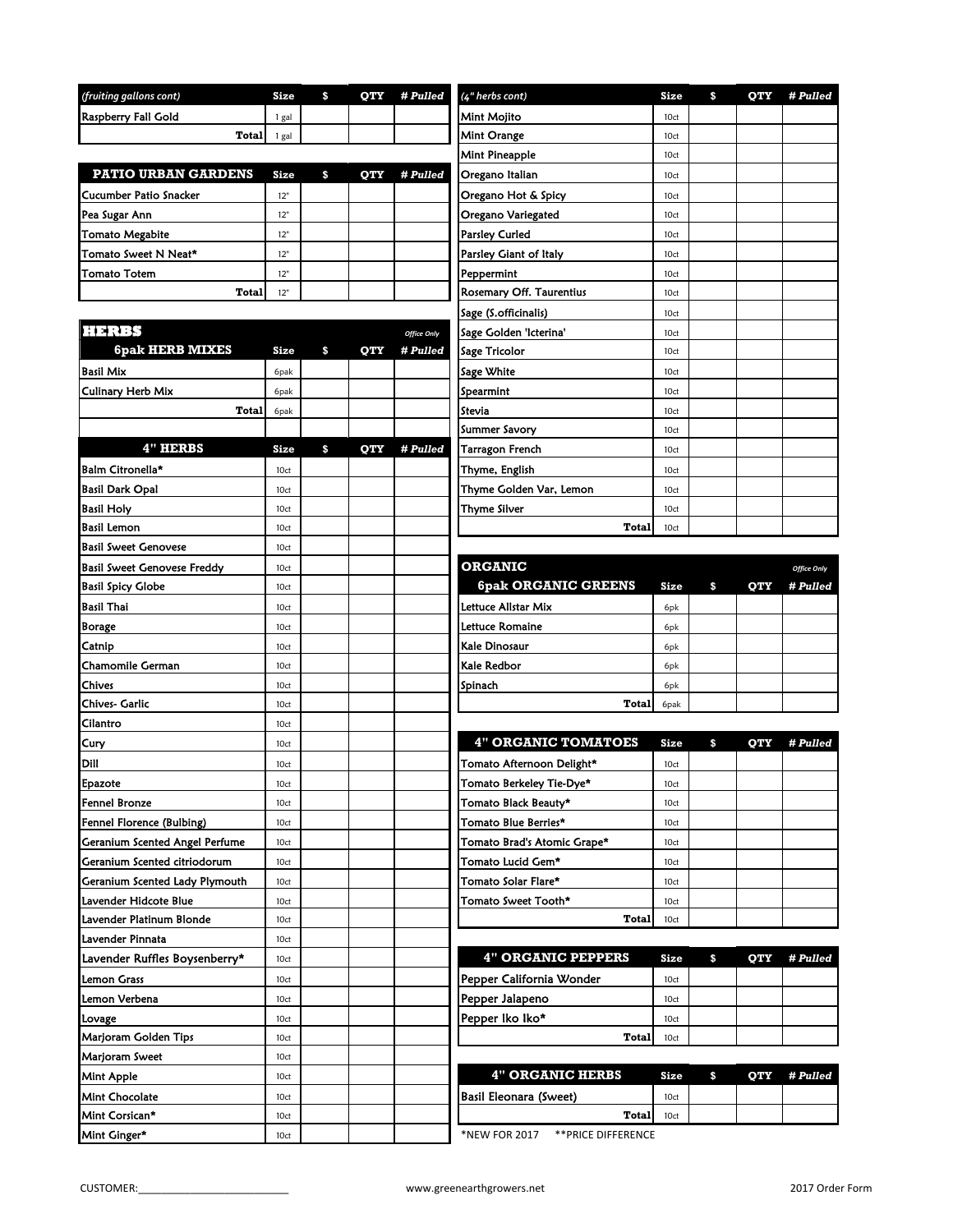| (fruiting gallons cont) | Size | $ | QTY | # Pulled |
|---|---|---|---|---|
| Raspberry Fall Gold | 1 gal | | | |
| Total | 1 gal | | | |

| PATIO URBAN GARDENS | Size | $ | QTY | # Pulled |
|---|---|---|---|---|
| Cucumber Patio Snacker | 12" | | | |
| Pea Sugar Ann | 12" | | | |
| Tomato Megabite | 12" | | | |
| Tomato Sweet N Neat* | 12" | | | |
| Tomato Totem | 12" | | | |
| Total | 12" | | | |

## HERBS

| 6pak HERB MIXES | Size | $ | QTY | Office Only # Pulled |
|---|---|---|---|---|
| Basil Mix | 6pak | | | |
| Culinary Herb Mix | 6pak | | | |
| Total | 6pak | | | |

| 4" HERBS | Size | $ | QTY | # Pulled |
|---|---|---|---|---|
| Balm Citronella* | 10ct | | | |
| Basil Dark Opal | 10ct | | | |
| Basil Holy | 10ct | | | |
| Basil Lemon | 10ct | | | |
| Basil Sweet Genovese | 10ct | | | |
| Basil Sweet Genovese Freddy | 10ct | | | |
| Basil Spicy Globe | 10ct | | | |
| Basil Thai | 10ct | | | |
| Borage | 10ct | | | |
| Catnip | 10ct | | | |
| Chamomile German | 10ct | | | |
| Chives | 10ct | | | |
| Chives- Garlic | 10ct | | | |
| Cilantro | 10ct | | | |
| Cury | 10ct | | | |
| Dill | 10ct | | | |
| Epazote | 10ct | | | |
| Fennel Bronze | 10ct | | | |
| Fennel Florence (Bulbing) | 10ct | | | |
| Geranium Scented Angel Perfume | 10ct | | | |
| Geranium Scented citriodorum | 10ct | | | |
| Geranium Scented Lady Plymouth | 10ct | | | |
| Lavender Hidcote Blue | 10ct | | | |
| Lavender Platinum Blonde | 10ct | | | |
| Lavender Pinnata | 10ct | | | |
| Lavender Ruffles Boysenberry* | 10ct | | | |
| Lemon Grass | 10ct | | | |
| Lemon Verbena | 10ct | | | |
| Lovage | 10ct | | | |
| Marjoram Golden Tips | 10ct | | | |
| Marjoram Sweet | 10ct | | | |
| Mint Apple | 10ct | | | |
| Mint Chocolate | 10ct | | | |
| Mint Corsican* | 10ct | | | |
| Mint Ginger* | 10ct | | | |

| (4" herbs cont) | Size | $ | QTY | # Pulled |
|---|---|---|---|---|
| Mint Mojito | 10ct | | | |
| Mint Orange | 10ct | | | |
| Mint Pineapple | 10ct | | | |
| Oregano Italian | 10ct | | | |
| Oregano Hot & Spicy | 10ct | | | |
| Oregano Variegated | 10ct | | | |
| Parsley Curled | 10ct | | | |
| Parsley Giant of Italy | 10ct | | | |
| Peppermint | 10ct | | | |
| Rosemary Off. Taurentius | 10ct | | | |
| Sage (S.officinalis) | 10ct | | | |
| Sage Golden 'Icterina' | 10ct | | | |
| Sage Tricolor | 10ct | | | |
| Sage White | 10ct | | | |
| Spearmint | 10ct | | | |
| Stevia | 10ct | | | |
| Summer Savory | 10ct | | | |
| Tarragon French | 10ct | | | |
| Thyme, English | 10ct | | | |
| Thyme Golden Var, Lemon | 10ct | | | |
| Thyme Silver | 10ct | | | |
| Total | 10ct | | | |

## ORGANIC

| 6pak ORGANIC GREENS | Size | $ | QTY | Office Only # Pulled |
|---|---|---|---|---|
| Lettuce Allstar Mix | 6pk | | | |
| Lettuce Romaine | 6pk | | | |
| Kale Dinosaur | 6pk | | | |
| Kale Redbor | 6pk | | | |
| Spinach | 6pk | | | |
| Total | 6pak | | | |

| 4" ORGANIC TOMATOES | Size | $ | QTY | # Pulled |
|---|---|---|---|---|
| Tomato Afternoon Delight* | 10ct | | | |
| Tomato Berkeley Tie-Dye* | 10ct | | | |
| Tomato Black Beauty* | 10ct | | | |
| Tomato Blue Berries* | 10ct | | | |
| Tomato Brad's Atomic Grape* | 10ct | | | |
| Tomato Lucid Gem* | 10ct | | | |
| Tomato Solar Flare* | 10ct | | | |
| Tomato Sweet Tooth* | 10ct | | | |
| Total | 10ct | | | |

| 4" ORGANIC PEPPERS | Size | $ | QTY | # Pulled |
|---|---|---|---|---|
| Pepper California Wonder | 10ct | | | |
| Pepper Jalapeno | 10ct | | | |
| Pepper Iko Iko* | 10ct | | | |
| Total | 10ct | | | |

| 4" ORGANIC HERBS | Size | $ | QTY | # Pulled |
|---|---|---|---|---|
| Basil Eleonara (Sweet) | 10ct | | | |
| Total | 10ct | | | |

*NEW FOR 2017 **PRICE DIFFERENCE

CUSTOMER:___________________________ www.greenearthgrowers.net 2017 Order Form